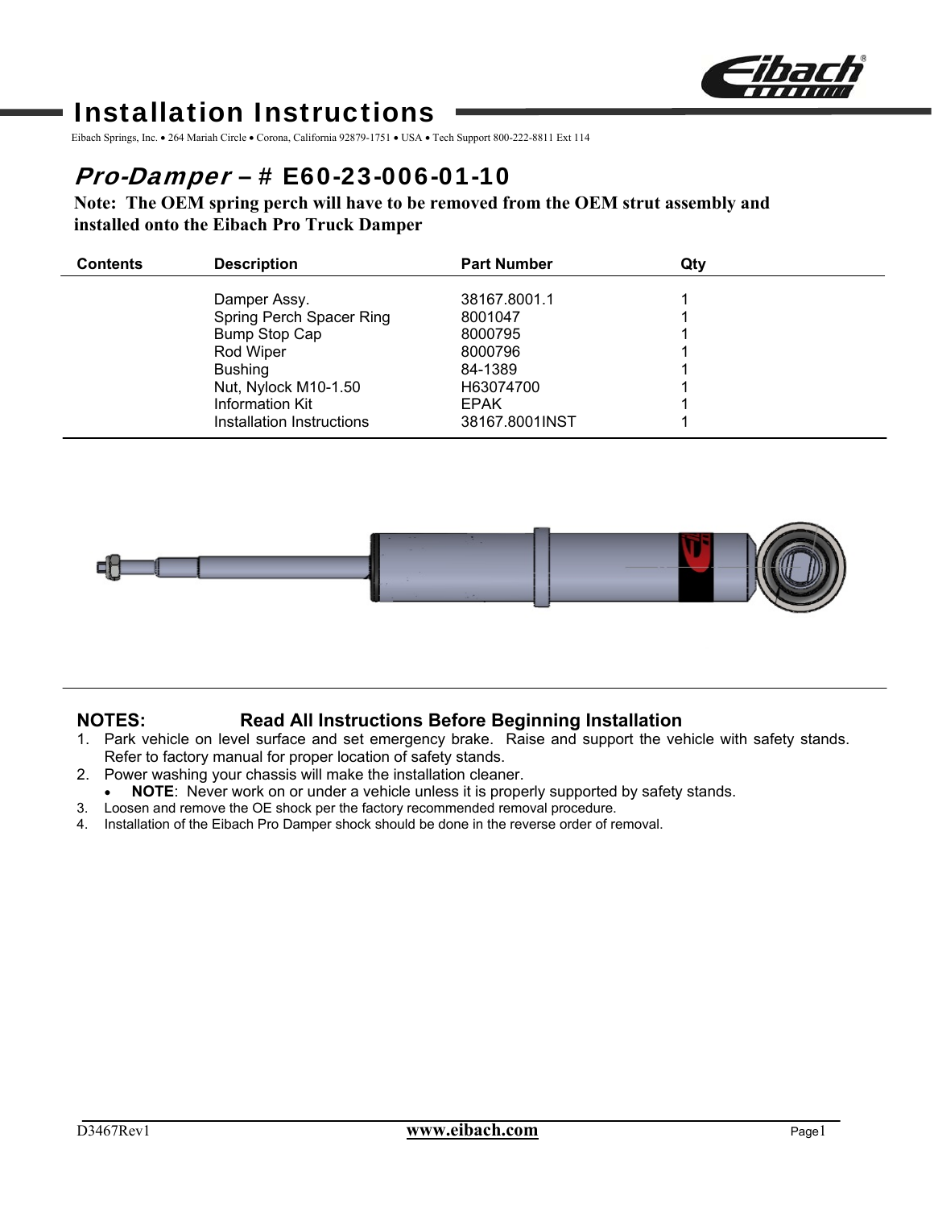# Installation Instructions

Eibach Springs, Inc. • 264 Mariah Circle • Corona, California 92879-1751 • USA • Tech Support 800-222-8811 Ext 114

## *Pro-Damper* – # E60-23-006-01-10

**Note: The OEM spring perch will have to be removed from the OEM strut assembly and installed onto the Eibach Pro Truck Damper**

| Contents | Description | Part Number | Qty |
|---|---|---|---|
| | Damper Assy. | 38167.8001.1 | 1 |
| | Spring Perch Spacer Ring | 8001047 | 1 |
| | Bump Stop Cap | 8000795 | 1 |
| | Rod Wiper | 8000796 | 1 |
| | Bushing | 84-1389 | 1 |
| | Nut, Nylock M10-1.50 | H63074700 | 1 |
| | Information Kit | EPAK | 1 |
| | Installation Instructions | 38167.8001INST | 1 |

**NOTES: Read All Instructions Before Beginning Installation**

1. Park vehicle on level surface and set emergency brake. Raise and support the vehicle with safety stands. Refer to factory manual for proper location of safety stands.
2. Power washing your chassis will make the installation cleaner.
   - **NOTE**: Never work on or under a vehicle unless it is properly supported by safety stands.
3. Loosen and remove the OE shock per the factory recommended removal procedure.
4. Installation of the Eibach Pro Damper shock should be done in the reverse order of removal.

D3467Rev1 www.eibach.com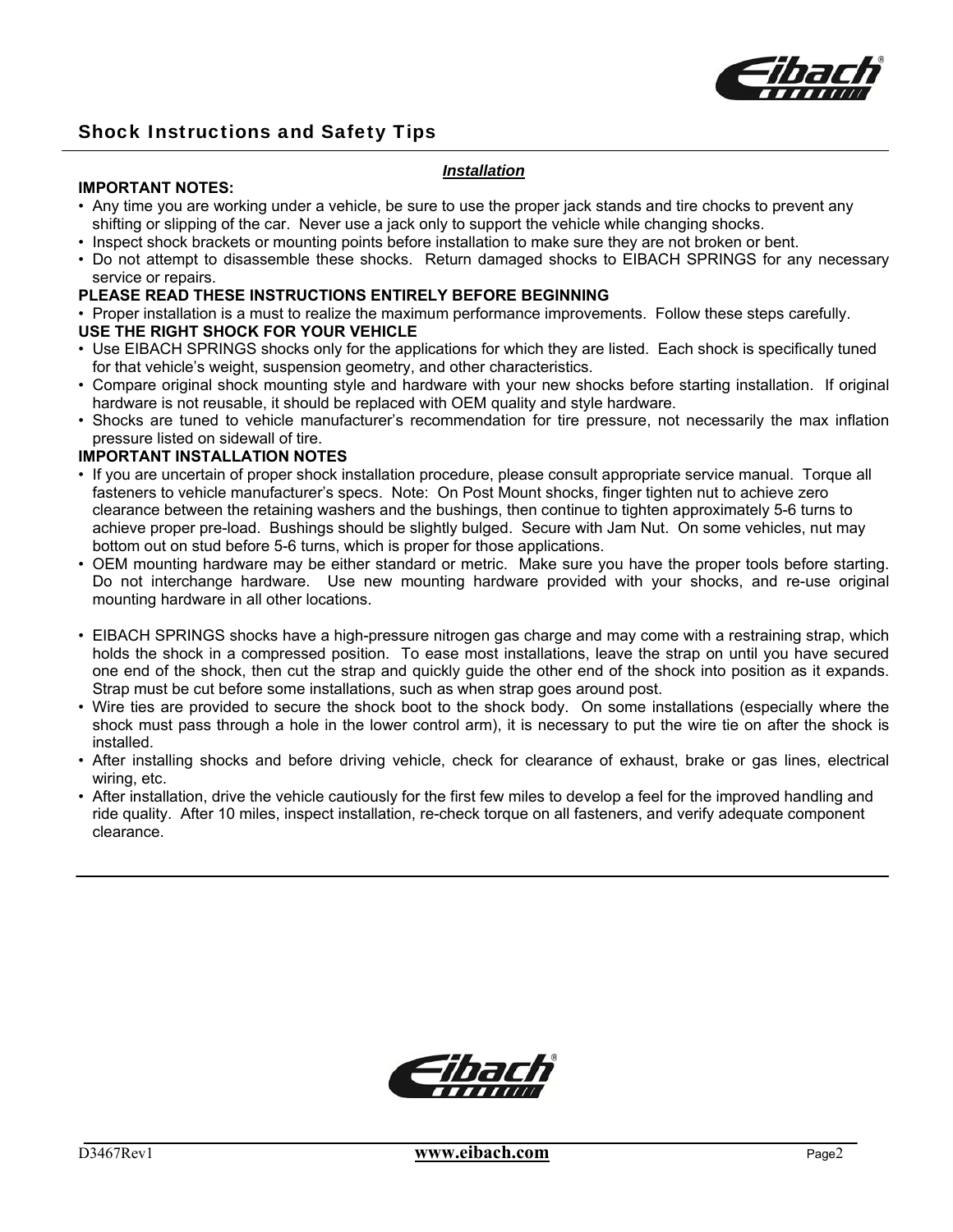## Shock Instructions and Safety Tips

***Installation***

**IMPORTANT NOTES:**

- Any time you are working under a vehicle, be sure to use the proper jack stands and tire chocks to prevent any shifting or slipping of the car. Never use a jack only to support the vehicle while changing shocks.
- Inspect shock brackets or mounting points before installation to make sure they are not broken or bent.
- Do not attempt to disassemble these shocks. Return damaged shocks to EIBACH SPRINGS for any necessary service or repairs.

**PLEASE READ THESE INSTRUCTIONS ENTIRELY BEFORE BEGINNING**

- Proper installation is a must to realize the maximum performance improvements. Follow these steps carefully.

**USE THE RIGHT SHOCK FOR YOUR VEHICLE**

- Use EIBACH SPRINGS shocks only for the applications for which they are listed. Each shock is specifically tuned for that vehicle's weight, suspension geometry, and other characteristics.
- Compare original shock mounting style and hardware with your new shocks before starting installation. If original hardware is not reusable, it should be replaced with OEM quality and style hardware.
- Shocks are tuned to vehicle manufacturer's recommendation for tire pressure, not necessarily the max inflation pressure listed on sidewall of tire.

**IMPORTANT INSTALLATION NOTES**

- If you are uncertain of proper shock installation procedure, please consult appropriate service manual. Torque all fasteners to vehicle manufacturer's specs. Note: On Post Mount shocks, finger tighten nut to achieve zero clearance between the retaining washers and the bushings, then continue to tighten approximately 5-6 turns to achieve proper pre-load. Bushings should be slightly bulged. Secure with Jam Nut. On some vehicles, nut may bottom out on stud before 5-6 turns, which is proper for those applications.
- OEM mounting hardware may be either standard or metric. Make sure you have the proper tools before starting. Do not interchange hardware. Use new mounting hardware provided with your shocks, and re-use original mounting hardware in all other locations.

- EIBACH SPRINGS shocks have a high-pressure nitrogen gas charge and may come with a restraining strap, which holds the shock in a compressed position. To ease most installations, leave the strap on until you have secured one end of the shock, then cut the strap and quickly guide the other end of the shock into position as it expands. Strap must be cut before some installations, such as when strap goes around post.
- Wire ties are provided to secure the shock boot to the shock body. On some installations (especially where the shock must pass through a hole in the lower control arm), it is necessary to put the wire tie on after the shock is installed.
- After installing shocks and before driving vehicle, check for clearance of exhaust, brake or gas lines, electrical wiring, etc.
- After installation, drive the vehicle cautiously for the first few miles to develop a feel for the improved handling and ride quality. After 10 miles, inspect installation, re-check torque on all fasteners, and verify adequate component clearance.

D3467Rev1 **www.eibach.com**